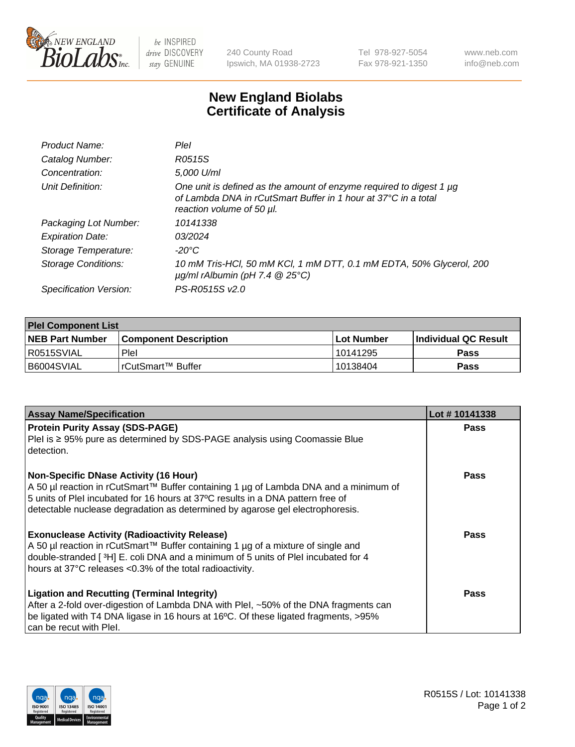# New England Biolabs Certificate of Analysis

| | |
|---|---|
| *Product Name:* | *PleI* |
| *Catalog Number:* | *R0515S* |
| *Concentration:* | *5,000 U/ml* |
| *Unit Definition:* | *One unit is defined as the amount of enzyme required to digest 1 µg of Lambda DNA in rCutSmart Buffer in 1 hour at 37°C in a total reaction volume of 50 µl.* |
| *Packaging Lot Number:* | *10141338* |
| *Expiration Date:* | *03/2024* |
| *Storage Temperature:* | *-20°C* |
| *Storage Conditions:* | *10 mM Tris-HCl, 50 mM KCl, 1 mM DTT, 0.1 mM EDTA, 50% Glycerol, 200 µg/ml rAlbumin (pH 7.4 @ 25°C)* |
| *Specification Version:* | *PS-R0515S v2.0* |

| **PleI Component List** | | | |
|---|---|---|---|
| **NEB Part Number** | **Component Description** | **Lot Number** | **Individual QC Result** |
| R0515SVIAL | PleI | 10141295 | **Pass** |
| B6004SVIAL | rCutSmart™ Buffer | 10138404 | **Pass** |

| **Assay Name/Specification** | **Lot # 10141338** |
|---|---|
| **Protein Purity Assay (SDS-PAGE)**<br>PleI is ≥ 95% pure as determined by SDS-PAGE analysis using Coomassie Blue detection. | **Pass** |
| **Non-Specific DNase Activity (16 Hour)**<br>A 50 µl reaction in rCutSmart™ Buffer containing 1 µg of Lambda DNA and a minimum of 5 units of PleI incubated for 16 hours at 37ºC results in a DNA pattern free of detectable nuclease degradation as determined by agarose gel electrophoresis. | **Pass** |
| **Exonuclease Activity (Radioactivity Release)**<br>A 50 µl reaction in rCutSmart™ Buffer containing 1 µg of a mixture of single and double-stranded [ $^3$H] E. coli DNA and a minimum of 5 units of PleI incubated for 4 hours at 37°C releases <0.3% of the total radioactivity. | **Pass** |
| **Ligation and Recutting (Terminal Integrity)**<br>After a 2-fold over-digestion of Lambda DNA with PleI, ~50% of the DNA fragments can be ligated with T4 DNA ligase in 16 hours at 16ºC. Of these ligated fragments, >95% can be recut with PleI. | **Pass** |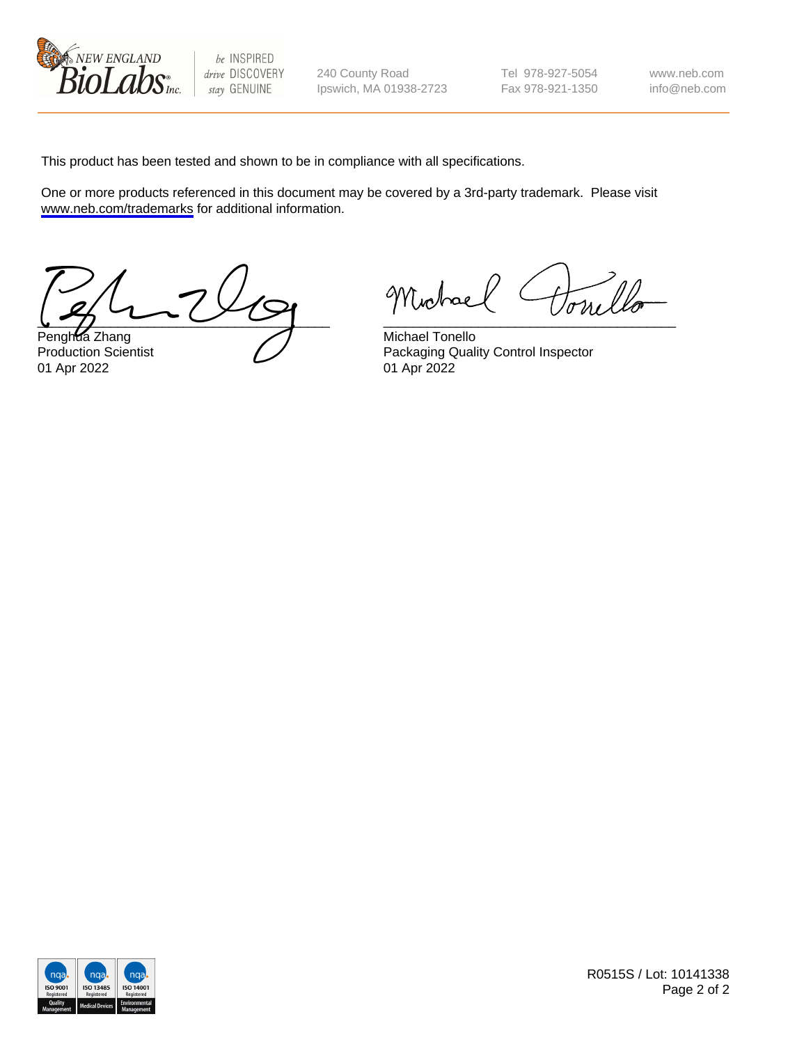This product has been tested and shown to be in compliance with all specifications.

One or more products referenced in this document may be covered by a 3rd-party trademark. Please visit www.neb.com/trademarks for additional information.

Penghua Zhang
Production Scientist
01 Apr 2022

Michael Tonello
Packaging Quality Control Inspector
01 Apr 2022

R0515S / Lot: 10141338